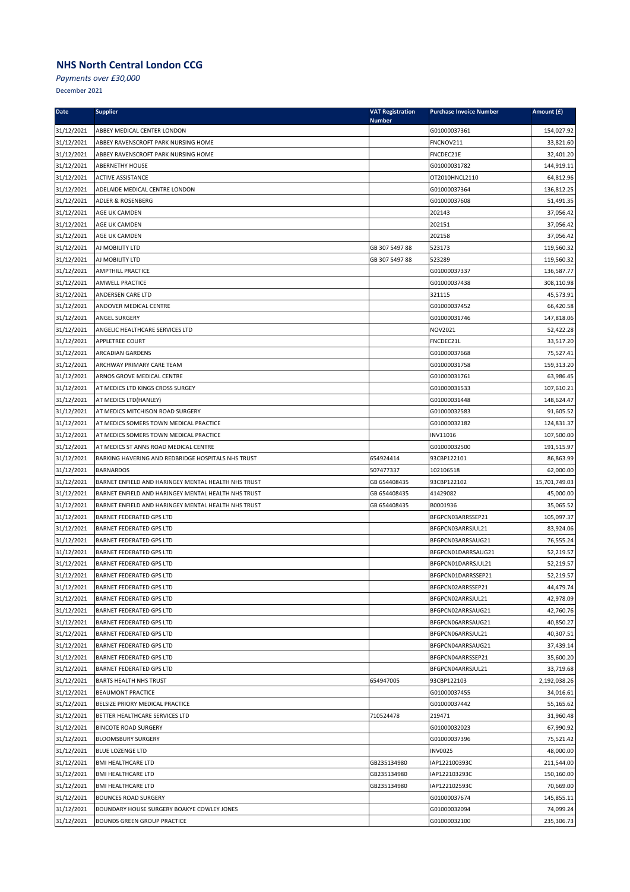# NHS North Central London CCG

*Payments over £30,000*

December 2021

| Date | Supplier | VAT Registration Number | Purchase Invoice Number | Amount (£) |
|---|---|---|---|---|
| 31/12/2021 | ABBEY MEDICAL CENTER LONDON | | G01000037361 | 154,027.92 |
| 31/12/2021 | ABBEY RAVENSCROFT PARK NURSING HOME | | FNCNOV211 | 33,821.60 |
| 31/12/2021 | ABBEY RAVENSCROFT PARK NURSING HOME | | FNCDEC21E | 32,401.20 |
| 31/12/2021 | ABERNETHY HOUSE | | G01000031782 | 144,919.11 |
| 31/12/2021 | ACTIVE ASSISTANCE | | OT2010HNCL2110 | 64,812.96 |
| 31/12/2021 | ADELAIDE MEDICAL CENTRE LONDON | | G01000037364 | 136,812.25 |
| 31/12/2021 | ADLER & ROSENBERG | | G01000037608 | 51,491.35 |
| 31/12/2021 | AGE UK CAMDEN | | 202143 | 37,056.42 |
| 31/12/2021 | AGE UK CAMDEN | | 202151 | 37,056.42 |
| 31/12/2021 | AGE UK CAMDEN | | 202158 | 37,056.42 |
| 31/12/2021 | AJ MOBILITY LTD | GB 307 5497 88 | 523173 | 119,560.32 |
| 31/12/2021 | AJ MOBILITY LTD | GB 307 5497 88 | 523289 | 119,560.32 |
| 31/12/2021 | AMPTHILL PRACTICE | | G01000037337 | 136,587.77 |
| 31/12/2021 | AMWELL PRACTICE | | G01000037438 | 308,110.98 |
| 31/12/2021 | ANDERSEN CARE LTD | | 321115 | 45,573.91 |
| 31/12/2021 | ANDOVER MEDICAL CENTRE | | G01000037452 | 66,420.58 |
| 31/12/2021 | ANGEL SURGERY | | G01000031746 | 147,818.06 |
| 31/12/2021 | ANGELIC HEALTHCARE SERVICES LTD | | NOV2021 | 52,422.28 |
| 31/12/2021 | APPLETREE COURT | | FNCDEC21L | 33,517.20 |
| 31/12/2021 | ARCADIAN GARDENS | | G01000037668 | 75,527.41 |
| 31/12/2021 | ARCHWAY PRIMARY CARE TEAM | | G01000031758 | 159,313.20 |
| 31/12/2021 | ARNOS GROVE MEDICAL CENTRE | | G01000031761 | 63,986.45 |
| 31/12/2021 | AT MEDICS LTD KINGS CROSS SURGEY | | G01000031533 | 107,610.21 |
| 31/12/2021 | AT MEDICS LTD(HANLEY) | | G01000031448 | 148,624.47 |
| 31/12/2021 | AT MEDICS MITCHISON ROAD SURGERY | | G01000032583 | 91,605.52 |
| 31/12/2021 | AT MEDICS SOMERS TOWN MEDICAL PRACTICE | | G01000032182 | 124,831.37 |
| 31/12/2021 | AT MEDICS SOMERS TOWN MEDICAL PRACTICE | | INV11016 | 107,500.00 |
| 31/12/2021 | AT MEDICS ST ANNS ROAD MEDICAL CENTRE | | G01000032500 | 191,515.97 |
| 31/12/2021 | BARKING HAVERING AND REDBRIDGE HOSPITALS NHS TRUST | 654924414 | 93CBP122101 | 86,863.99 |
| 31/12/2021 | BARNARDOS | 507477337 | 102106518 | 62,000.00 |
| 31/12/2021 | BARNET ENFIELD AND HARINGEY MENTAL HEALTH NHS TRUST | GB 654408435 | 93CBP122102 | 15,701,749.03 |
| 31/12/2021 | BARNET ENFIELD AND HARINGEY MENTAL HEALTH NHS TRUST | GB 654408435 | 41429082 | 45,000.00 |
| 31/12/2021 | BARNET ENFIELD AND HARINGEY MENTAL HEALTH NHS TRUST | GB 654408435 | B0001936 | 35,065.52 |
| 31/12/2021 | BARNET FEDERATED GPS LTD | | BFGPCN03ARRSSEP21 | 105,097.37 |
| 31/12/2021 | BARNET FEDERATED GPS LTD | | BFGPCN03ARRSJUL21 | 83,924.06 |
| 31/12/2021 | BARNET FEDERATED GPS LTD | | BFGPCN03ARRSAUG21 | 76,555.24 |
| 31/12/2021 | BARNET FEDERATED GPS LTD | | BFGPCN01DARRSAUG21 | 52,219.57 |
| 31/12/2021 | BARNET FEDERATED GPS LTD | | BFGPCN01DARRSJUL21 | 52,219.57 |
| 31/12/2021 | BARNET FEDERATED GPS LTD | | BFGPCN01DARRSSEP21 | 52,219.57 |
| 31/12/2021 | BARNET FEDERATED GPS LTD | | BFGPCN02ARRSSEP21 | 44,479.74 |
| 31/12/2021 | BARNET FEDERATED GPS LTD | | BFGPCN02ARRSJUL21 | 42,978.09 |
| 31/12/2021 | BARNET FEDERATED GPS LTD | | BFGPCN02ARRSAUG21 | 42,760.76 |
| 31/12/2021 | BARNET FEDERATED GPS LTD | | BFGPCN06ARRSAUG21 | 40,850.27 |
| 31/12/2021 | BARNET FEDERATED GPS LTD | | BFGPCN06ARRSJUL21 | 40,307.51 |
| 31/12/2021 | BARNET FEDERATED GPS LTD | | BFGPCN04ARRSAUG21 | 37,439.14 |
| 31/12/2021 | BARNET FEDERATED GPS LTD | | BFGPCN04ARRSSEP21 | 35,600.20 |
| 31/12/2021 | BARNET FEDERATED GPS LTD | | BFGPCN04ARRSJUL21 | 33,719.68 |
| 31/12/2021 | BARTS HEALTH NHS TRUST | 654947005 | 93CBP122103 | 2,192,038.26 |
| 31/12/2021 | BEAUMONT PRACTICE | | G01000037455 | 34,016.61 |
| 31/12/2021 | BELSIZE PRIORY MEDICAL PRACTICE | | G01000037442 | 55,165.62 |
| 31/12/2021 | BETTER HEALTHCARE SERVICES LTD | 710524478 | 219471 | 31,960.48 |
| 31/12/2021 | BINCOTE ROAD SURGERY | | G01000032023 | 67,990.92 |
| 31/12/2021 | BLOOMSBURY SURGERY | | G01000037396 | 75,521.42 |
| 31/12/2021 | BLUE LOZENGE LTD | | INV0025 | 48,000.00 |
| 31/12/2021 | BMI HEALTHCARE LTD | GB235134980 | IAP122100393C | 211,544.00 |
| 31/12/2021 | BMI HEALTHCARE LTD | GB235134980 | IAP122103293C | 150,160.00 |
| 31/12/2021 | BMI HEALTHCARE LTD | GB235134980 | IAP122102593C | 70,669.00 |
| 31/12/2021 | BOUNCES ROAD SURGERY | | G01000037674 | 145,855.11 |
| 31/12/2021 | BOUNDARY HOUSE SURGERY BOAKYE COWLEY JONES | | G01000032094 | 74,099.24 |
| 31/12/2021 | BOUNDS GREEN GROUP PRACTICE | | G01000032100 | 235,306.73 |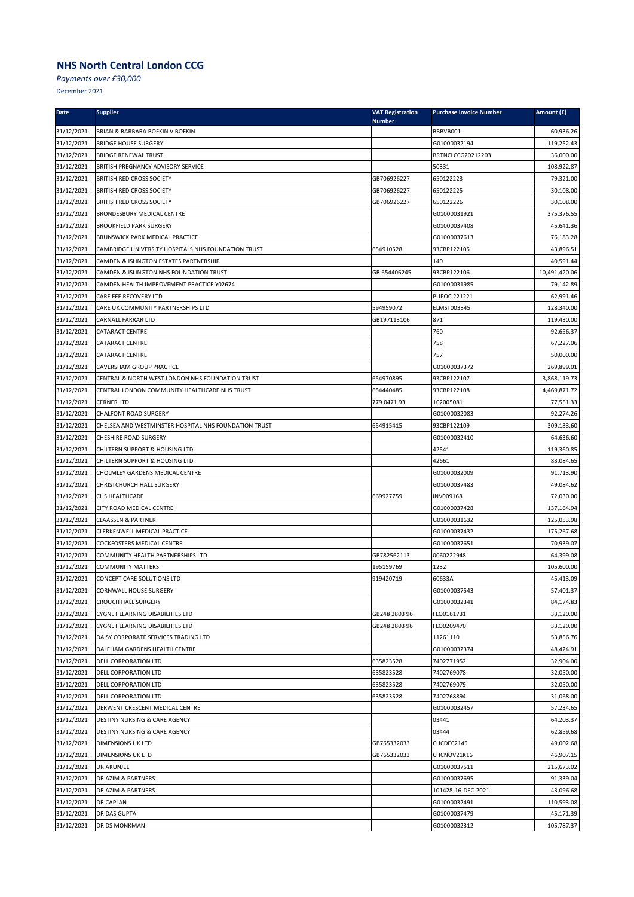## NHS North Central London CCG

*Payments over £30,000*

December 2021

| Date | Supplier | VAT Registration Number | Purchase Invoice Number | Amount (£) |
|---|---|---|---|---|
| 31/12/2021 | BRIAN & BARBARA BOFKIN V BOFKIN | | BBBVB001 | 60,936.26 |
| 31/12/2021 | BRIDGE HOUSE SURGERY | | G01000032194 | 119,252.43 |
| 31/12/2021 | BRIDGE RENEWAL TRUST | | BRTNCLCCG20212203 | 36,000.00 |
| 31/12/2021 | BRITISH PREGNANCY ADVISORY SERVICE | | 50331 | 108,922.87 |
| 31/12/2021 | BRITISH RED CROSS SOCIETY | GB706926227 | 650122223 | 79,321.00 |
| 31/12/2021 | BRITISH RED CROSS SOCIETY | GB706926227 | 650122225 | 30,108.00 |
| 31/12/2021 | BRITISH RED CROSS SOCIETY | GB706926227 | 650122226 | 30,108.00 |
| 31/12/2021 | BRONDESBURY MEDICAL CENTRE | | G01000031921 | 375,376.55 |
| 31/12/2021 | BROOKFIELD PARK SURGERY | | G01000037408 | 45,641.36 |
| 31/12/2021 | BRUNSWICK PARK MEDICAL PRACTICE | | G01000037613 | 76,183.28 |
| 31/12/2021 | CAMBRIDGE UNIVERSITY HOSPITALS NHS FOUNDATION TRUST | 654910528 | 93CBP122105 | 43,896.51 |
| 31/12/2021 | CAMDEN & ISLINGTON ESTATES PARTNERSHIP | | 140 | 40,591.44 |
| 31/12/2021 | CAMDEN & ISLINGTON NHS FOUNDATION TRUST | GB 654406245 | 93CBP122106 | 10,491,420.06 |
| 31/12/2021 | CAMDEN HEALTH IMPROVEMENT PRACTICE Y02674 | | G01000031985 | 79,142.89 |
| 31/12/2021 | CARE FEE RECOVERY LTD | | PUPOC 221221 | 62,991.46 |
| 31/12/2021 | CARE UK COMMUNITY PARTNERSHIPS LTD | 594959072 | ELMST003345 | 128,340.00 |
| 31/12/2021 | CARNALL FARRAR LTD | GB197113106 | 871 | 119,430.00 |
| 31/12/2021 | CATARACT CENTRE | | 760 | 92,656.37 |
| 31/12/2021 | CATARACT CENTRE | | 758 | 67,227.06 |
| 31/12/2021 | CATARACT CENTRE | | 757 | 50,000.00 |
| 31/12/2021 | CAVERSHAM GROUP PRACTICE | | G01000037372 | 269,899.01 |
| 31/12/2021 | CENTRAL & NORTH WEST LONDON NHS FOUNDATION TRUST | 654970895 | 93CBP122107 | 3,868,119.73 |
| 31/12/2021 | CENTRAL LONDON COMMUNITY HEALTHCARE NHS TRUST | 654440485 | 93CBP122108 | 4,469,871.72 |
| 31/12/2021 | CERNER LTD | 779 0471 93 | 102005081 | 77,551.33 |
| 31/12/2021 | CHALFONT ROAD SURGERY | | G01000032083 | 92,274.26 |
| 31/12/2021 | CHELSEA AND WESTMINSTER HOSPITAL NHS FOUNDATION TRUST | 654915415 | 93CBP122109 | 309,133.60 |
| 31/12/2021 | CHESHIRE ROAD SURGERY | | G01000032410 | 64,636.60 |
| 31/12/2021 | CHILTERN SUPPORT & HOUSING LTD | | 42541 | 119,360.85 |
| 31/12/2021 | CHILTERN SUPPORT & HOUSING LTD | | 42661 | 83,084.65 |
| 31/12/2021 | CHOLMLEY GARDENS MEDICAL CENTRE | | G01000032009 | 91,713.90 |
| 31/12/2021 | CHRISTCHURCH HALL SURGERY | | G01000037483 | 49,084.62 |
| 31/12/2021 | CHS HEALTHCARE | 669927759 | INV009168 | 72,030.00 |
| 31/12/2021 | CITY ROAD MEDICAL CENTRE | | G01000037428 | 137,164.94 |
| 31/12/2021 | CLAASSEN & PARTNER | | G01000031632 | 125,053.98 |
| 31/12/2021 | CLERKENWELL MEDICAL PRACTICE | | G01000037432 | 175,267.68 |
| 31/12/2021 | COCKFOSTERS MEDICAL CENTRE | | G01000037651 | 70,939.07 |
| 31/12/2021 | COMMUNITY HEALTH PARTNERSHIPS LTD | GB782562113 | 0060222948 | 64,399.08 |
| 31/12/2021 | COMMUNITY MATTERS | 195159769 | 1232 | 105,600.00 |
| 31/12/2021 | CONCEPT CARE SOLUTIONS LTD | 919420719 | 60633A | 45,413.09 |
| 31/12/2021 | CORNWALL HOUSE SURGERY | | G01000037543 | 57,401.37 |
| 31/12/2021 | CROUCH HALL SURGERY | | G01000032341 | 84,174.83 |
| 31/12/2021 | CYGNET LEARNING DISABILITIES LTD | GB248 2803 96 | FLO0161731 | 33,120.00 |
| 31/12/2021 | CYGNET LEARNING DISABILITIES LTD | GB248 2803 96 | FLO0209470 | 33,120.00 |
| 31/12/2021 | DAISY CORPORATE SERVICES TRADING LTD | | 11261110 | 53,856.76 |
| 31/12/2021 | DALEHAM GARDENS HEALTH CENTRE | | G01000032374 | 48,424.91 |
| 31/12/2021 | DELL CORPORATION LTD | 635823528 | 7402771952 | 32,904.00 |
| 31/12/2021 | DELL CORPORATION LTD | 635823528 | 7402769078 | 32,050.00 |
| 31/12/2021 | DELL CORPORATION LTD | 635823528 | 7402769079 | 32,050.00 |
| 31/12/2021 | DELL CORPORATION LTD | 635823528 | 7402768894 | 31,068.00 |
| 31/12/2021 | DERWENT CRESCENT MEDICAL CENTRE | | G01000032457 | 57,234.65 |
| 31/12/2021 | DESTINY NURSING & CARE AGENCY | | 03441 | 64,203.37 |
| 31/12/2021 | DESTINY NURSING & CARE AGENCY | | 03444 | 62,859.68 |
| 31/12/2021 | DIMENSIONS UK LTD | GB765332033 | CHCDEC2145 | 49,002.68 |
| 31/12/2021 | DIMENSIONS UK LTD | GB765332033 | CHCNOV21K16 | 46,907.15 |
| 31/12/2021 | DR AKUNJEE | | G01000037511 | 215,673.02 |
| 31/12/2021 | DR AZIM & PARTNERS | | G01000037695 | 91,339.04 |
| 31/12/2021 | DR AZIM & PARTNERS | | 101428-16-DEC-2021 | 43,096.68 |
| 31/12/2021 | DR CAPLAN | | G01000032491 | 110,593.08 |
| 31/12/2021 | DR DAS GUPTA | | G01000037479 | 45,171.39 |
| 31/12/2021 | DR DS MONKMAN | | G01000032312 | 105,787.37 |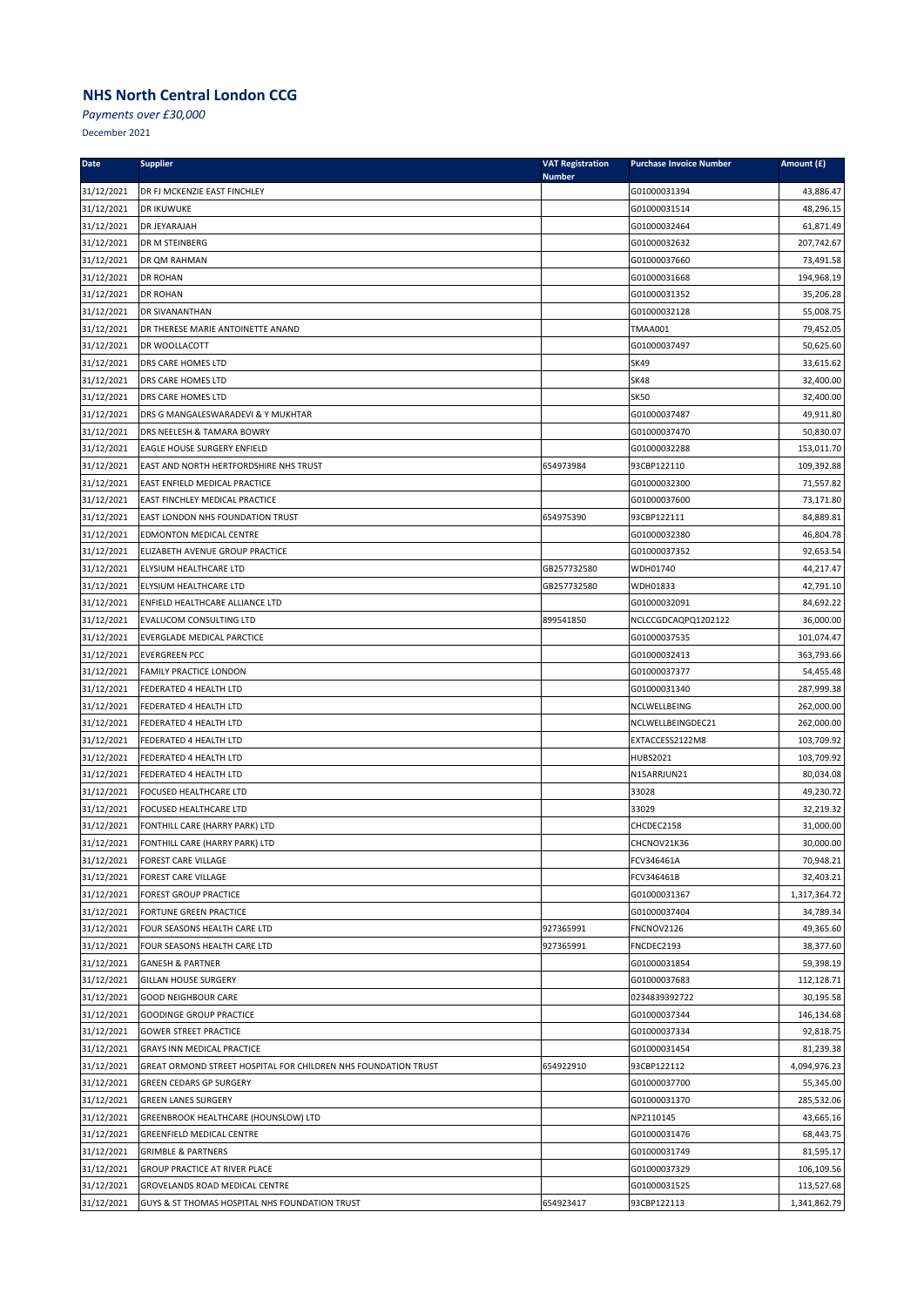## NHS North Central London CCG

*Payments over £30,000*

December 2021

| Date | Supplier | VAT Registration Number | Purchase Invoice Number | Amount (£) |
|---|---|---|---|---|
| 31/12/2021 | DR FJ MCKENZIE EAST FINCHLEY | | G01000031394 | 43,886.47 |
| 31/12/2021 | DR IKUWUKE | | G01000031514 | 48,296.15 |
| 31/12/2021 | DR JEYARAJAH | | G01000032464 | 61,871.49 |
| 31/12/2021 | DR M STEINBERG | | G01000032632 | 207,742.67 |
| 31/12/2021 | DR QM RAHMAN | | G01000037660 | 73,491.58 |
| 31/12/2021 | DR ROHAN | | G01000031668 | 194,968.19 |
| 31/12/2021 | DR ROHAN | | G01000031352 | 35,206.28 |
| 31/12/2021 | DR SIVANANTHAN | | G01000032128 | 55,008.75 |
| 31/12/2021 | DR THERESE MARIE ANTOINETTE ANAND | | TMAA001 | 79,452.05 |
| 31/12/2021 | DR WOOLLACOTT | | G01000037497 | 50,625.60 |
| 31/12/2021 | DRS CARE HOMES LTD | | SK49 | 33,615.62 |
| 31/12/2021 | DRS CARE HOMES LTD | | SK48 | 32,400.00 |
| 31/12/2021 | DRS CARE HOMES LTD | | SK50 | 32,400.00 |
| 31/12/2021 | DRS G MANGALESWARADEVI & Y MUKHTAR | | G01000037487 | 49,911.80 |
| 31/12/2021 | DRS NEELESH & TAMARA BOWRY | | G01000037470 | 50,830.07 |
| 31/12/2021 | EAGLE HOUSE SURGERY ENFIELD | | G01000032288 | 153,011.70 |
| 31/12/2021 | EAST AND NORTH HERTFORDSHIRE NHS TRUST | 654973984 | 93CBP122110 | 109,392.88 |
| 31/12/2021 | EAST ENFIELD MEDICAL PRACTICE | | G01000032300 | 71,557.82 |
| 31/12/2021 | EAST FINCHLEY MEDICAL PRACTICE | | G01000037600 | 73,171.80 |
| 31/12/2021 | EAST LONDON NHS FOUNDATION TRUST | 654975390 | 93CBP122111 | 84,889.81 |
| 31/12/2021 | EDMONTON MEDICAL CENTRE | | G01000032380 | 46,804.78 |
| 31/12/2021 | ELIZABETH AVENUE GROUP PRACTICE | | G01000037352 | 92,653.54 |
| 31/12/2021 | ELYSIUM HEALTHCARE LTD | GB257732580 | WDH01740 | 44,217.47 |
| 31/12/2021 | ELYSIUM HEALTHCARE LTD | GB257732580 | WDH01833 | 42,791.10 |
| 31/12/2021 | ENFIELD HEALTHCARE ALLIANCE LTD | | G01000032091 | 84,692.22 |
| 31/12/2021 | EVALUCOM CONSULTING LTD | 899541850 | NCLCCGDCAQPQ1202122 | 36,000.00 |
| 31/12/2021 | EVERGLADE MEDICAL PARCTICE | | G01000037535 | 101,074.47 |
| 31/12/2021 | EVERGREEN PCC | | G01000032413 | 363,793.66 |
| 31/12/2021 | FAMILY PRACTICE LONDON | | G01000037377 | 54,455.48 |
| 31/12/2021 | FEDERATED 4 HEALTH LTD | | G01000031340 | 287,999.38 |
| 31/12/2021 | FEDERATED 4 HEALTH LTD | | NCLWELLBEING | 262,000.00 |
| 31/12/2021 | FEDERATED 4 HEALTH LTD | | NCLWELLBEINGDEC21 | 262,000.00 |
| 31/12/2021 | FEDERATED 4 HEALTH LTD | | EXTACCESS2122M8 | 103,709.92 |
| 31/12/2021 | FEDERATED 4 HEALTH LTD | | HUBS2021 | 103,709.92 |
| 31/12/2021 | FEDERATED 4 HEALTH LTD | | N15ARRJUN21 | 80,034.08 |
| 31/12/2021 | FOCUSED HEALTHCARE LTD | | 33028 | 49,230.72 |
| 31/12/2021 | FOCUSED HEALTHCARE LTD | | 33029 | 32,219.32 |
| 31/12/2021 | FONTHILL CARE (HARRY PARK) LTD | | CHCDEC2158 | 31,000.00 |
| 31/12/2021 | FONTHILL CARE (HARRY PARK) LTD | | CHCNOV21K36 | 30,000.00 |
| 31/12/2021 | FOREST CARE VILLAGE | | FCV346461A | 70,948.21 |
| 31/12/2021 | FOREST CARE VILLAGE | | FCV346461B | 32,403.21 |
| 31/12/2021 | FOREST GROUP PRACTICE | | G01000031367 | 1,317,364.72 |
| 31/12/2021 | FORTUNE GREEN PRACTICE | | G01000037404 | 34,789.34 |
| 31/12/2021 | FOUR SEASONS HEALTH CARE LTD | 927365991 | FNCNOV2126 | 49,365.60 |
| 31/12/2021 | FOUR SEASONS HEALTH CARE LTD | 927365991 | FNCDEC2193 | 38,377.60 |
| 31/12/2021 | GANESH & PARTNER | | G01000031854 | 59,398.19 |
| 31/12/2021 | GILLAN HOUSE SURGERY | | G01000037683 | 112,128.71 |
| 31/12/2021 | GOOD NEIGHBOUR CARE | | 0234839392722 | 30,195.58 |
| 31/12/2021 | GOODINGE GROUP PRACTICE | | G01000037344 | 146,134.68 |
| 31/12/2021 | GOWER STREET PRACTICE | | G01000037334 | 92,818.75 |
| 31/12/2021 | GRAYS INN MEDICAL PRACTICE | | G01000031454 | 81,239.38 |
| 31/12/2021 | GREAT ORMOND STREET HOSPITAL FOR CHILDREN NHS FOUNDATION TRUST | 654922910 | 93CBP122112 | 4,094,976.23 |
| 31/12/2021 | GREEN CEDARS GP SURGERY | | G01000037700 | 55,345.00 |
| 31/12/2021 | GREEN LANES SURGERY | | G01000031370 | 285,532.06 |
| 31/12/2021 | GREENBROOK HEALTHCARE (HOUNSLOW) LTD | | NP2110145 | 43,665.16 |
| 31/12/2021 | GREENFIELD MEDICAL CENTRE | | G01000031476 | 68,443.75 |
| 31/12/2021 | GRIMBLE & PARTNERS | | G01000031749 | 81,595.17 |
| 31/12/2021 | GROUP PRACTICE AT RIVER PLACE | | G01000037329 | 106,109.56 |
| 31/12/2021 | GROVELANDS ROAD MEDICAL CENTRE | | G01000031525 | 113,527.68 |
| 31/12/2021 | GUYS & ST THOMAS HOSPITAL NHS FOUNDATION TRUST | 654923417 | 93CBP122113 | 1,341,862.79 |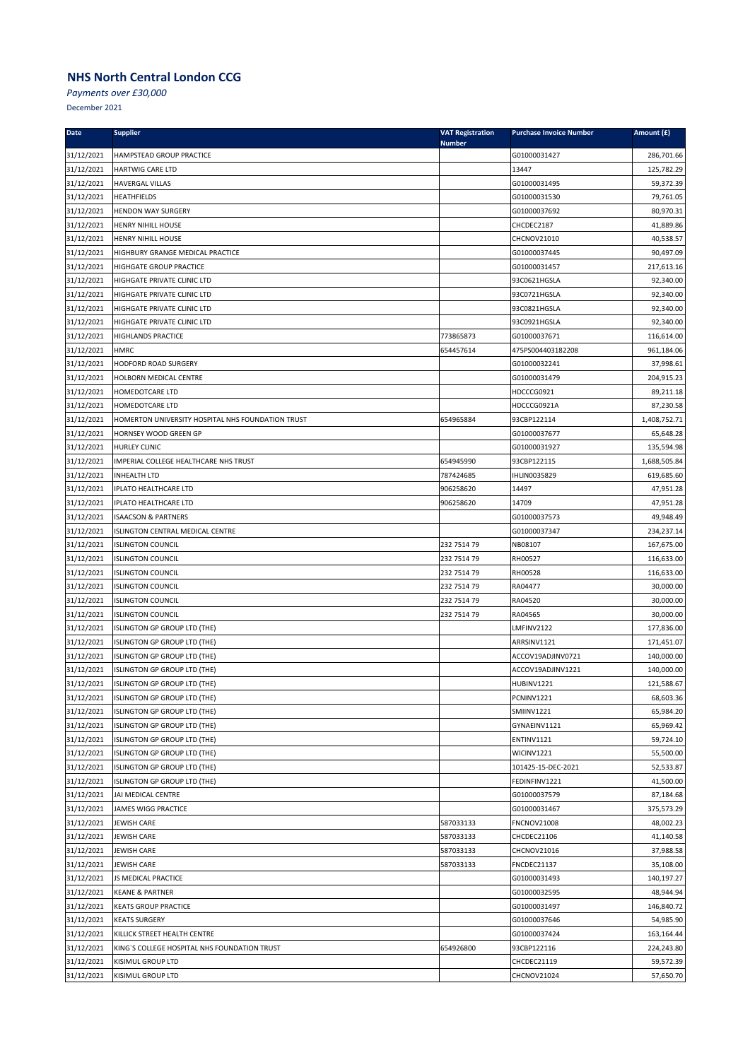## NHS North Central London CCG

*Payments over £30,000*

December 2021

| Date | Supplier | VAT Registration Number | Purchase Invoice Number | Amount (£) |
|---|---|---|---|---|
| 31/12/2021 | HAMPSTEAD GROUP PRACTICE | | G01000031427 | 286,701.66 |
| 31/12/2021 | HARTWIG CARE LTD | | 13447 | 125,782.29 |
| 31/12/2021 | HAVERGAL VILLAS | | G01000031495 | 59,372.39 |
| 31/12/2021 | HEATHFIELDS | | G01000031530 | 79,761.05 |
| 31/12/2021 | HENDON WAY SURGERY | | G01000037692 | 80,970.31 |
| 31/12/2021 | HENRY NIHILL HOUSE | | CHCDEC2187 | 41,889.86 |
| 31/12/2021 | HENRY NIHILL HOUSE | | CHCNOV21010 | 40,538.57 |
| 31/12/2021 | HIGHBURY GRANGE MEDICAL PRACTICE | | G01000037445 | 90,497.09 |
| 31/12/2021 | HIGHGATE GROUP PRACTICE | | G01000031457 | 217,613.16 |
| 31/12/2021 | HIGHGATE PRIVATE CLINIC LTD | | 93C0621HGSLA | 92,340.00 |
| 31/12/2021 | HIGHGATE PRIVATE CLINIC LTD | | 93C0721HGSLA | 92,340.00 |
| 31/12/2021 | HIGHGATE PRIVATE CLINIC LTD | | 93C0821HGSLA | 92,340.00 |
| 31/12/2021 | HIGHGATE PRIVATE CLINIC LTD | | 93C0921HGSLA | 92,340.00 |
| 31/12/2021 | HIGHLANDS PRACTICE | 773865873 | G01000037671 | 116,614.00 |
| 31/12/2021 | HMRC | 654457614 | 475PS004403182208 | 961,184.06 |
| 31/12/2021 | HODFORD ROAD SURGERY | | G01000032241 | 37,998.61 |
| 31/12/2021 | HOLBORN MEDICAL CENTRE | | G01000031479 | 204,915.23 |
| 31/12/2021 | HOMEDOTCARE LTD | | HDCCCG0921 | 89,211.18 |
| 31/12/2021 | HOMEDOTCARE LTD | | HDCCCG0921A | 87,230.58 |
| 31/12/2021 | HOMERTON UNIVERSITY HOSPITAL NHS FOUNDATION TRUST | 654965884 | 93CBP122114 | 1,408,752.71 |
| 31/12/2021 | HORNSEY WOOD GREEN GP | | G01000037677 | 65,648.28 |
| 31/12/2021 | HURLEY CLINIC | | G01000031927 | 135,594.98 |
| 31/12/2021 | IMPERIAL COLLEGE HEALTHCARE NHS TRUST | 654945990 | 93CBP122115 | 1,688,505.84 |
| 31/12/2021 | INHEALTH LTD | 787424685 | IHLIN0035829 | 619,685.60 |
| 31/12/2021 | IPLATO HEALTHCARE LTD | 906258620 | 14497 | 47,951.28 |
| 31/12/2021 | IPLATO HEALTHCARE LTD | 906258620 | 14709 | 47,951.28 |
| 31/12/2021 | ISAACSON & PARTNERS | | G01000037573 | 49,948.49 |
| 31/12/2021 | ISLINGTON CENTRAL MEDICAL CENTRE | | G01000037347 | 234,237.14 |
| 31/12/2021 | ISLINGTON COUNCIL | 232 7514 79 | NB08107 | 167,675.00 |
| 31/12/2021 | ISLINGTON COUNCIL | 232 7514 79 | RH00527 | 116,633.00 |
| 31/12/2021 | ISLINGTON COUNCIL | 232 7514 79 | RH00528 | 116,633.00 |
| 31/12/2021 | ISLINGTON COUNCIL | 232 7514 79 | RA04477 | 30,000.00 |
| 31/12/2021 | ISLINGTON COUNCIL | 232 7514 79 | RA04520 | 30,000.00 |
| 31/12/2021 | ISLINGTON COUNCIL | 232 7514 79 | RA04565 | 30,000.00 |
| 31/12/2021 | ISLINGTON GP GROUP LTD (THE) | | LMFINV2122 | 177,836.00 |
| 31/12/2021 | ISLINGTON GP GROUP LTD (THE) | | ARRSINV1121 | 171,451.07 |
| 31/12/2021 | ISLINGTON GP GROUP LTD (THE) | | ACCOV19ADJINV0721 | 140,000.00 |
| 31/12/2021 | ISLINGTON GP GROUP LTD (THE) | | ACCOV19ADJINV1221 | 140,000.00 |
| 31/12/2021 | ISLINGTON GP GROUP LTD (THE) | | HUBINV1221 | 121,588.67 |
| 31/12/2021 | ISLINGTON GP GROUP LTD (THE) | | PCNINV1221 | 68,603.36 |
| 31/12/2021 | ISLINGTON GP GROUP LTD (THE) | | SMIINV1221 | 65,984.20 |
| 31/12/2021 | ISLINGTON GP GROUP LTD (THE) | | GYNAEINV1121 | 65,969.42 |
| 31/12/2021 | ISLINGTON GP GROUP LTD (THE) | | ENTINV1121 | 59,724.10 |
| 31/12/2021 | ISLINGTON GP GROUP LTD (THE) | | WICINV1221 | 55,500.00 |
| 31/12/2021 | ISLINGTON GP GROUP LTD (THE) | | 101425-15-DEC-2021 | 52,533.87 |
| 31/12/2021 | ISLINGTON GP GROUP LTD (THE) | | FEDINFINV1221 | 41,500.00 |
| 31/12/2021 | JAI MEDICAL CENTRE | | G01000037579 | 87,184.68 |
| 31/12/2021 | JAMES WIGG PRACTICE | | G01000031467 | 375,573.29 |
| 31/12/2021 | JEWISH CARE | 587033133 | FNCNOV21008 | 48,002.23 |
| 31/12/2021 | JEWISH CARE | 587033133 | CHCDEC21106 | 41,140.58 |
| 31/12/2021 | JEWISH CARE | 587033133 | CHCNOV21016 | 37,988.58 |
| 31/12/2021 | JEWISH CARE | 587033133 | FNCDEC21137 | 35,108.00 |
| 31/12/2021 | JS MEDICAL PRACTICE | | G01000031493 | 140,197.27 |
| 31/12/2021 | KEANE & PARTNER | | G01000032595 | 48,944.94 |
| 31/12/2021 | KEATS GROUP PRACTICE | | G01000031497 | 146,840.72 |
| 31/12/2021 | KEATS SURGERY | | G01000037646 | 54,985.90 |
| 31/12/2021 | KILLICK STREET HEALTH CENTRE | | G01000037424 | 163,164.44 |
| 31/12/2021 | KING`S COLLEGE HOSPITAL NHS FOUNDATION TRUST | 654926800 | 93CBP122116 | 224,243.80 |
| 31/12/2021 | KISIMUL GROUP LTD | | CHCDEC21119 | 59,572.39 |
| 31/12/2021 | KISIMUL GROUP LTD | | CHCNOV21024 | 57,650.70 |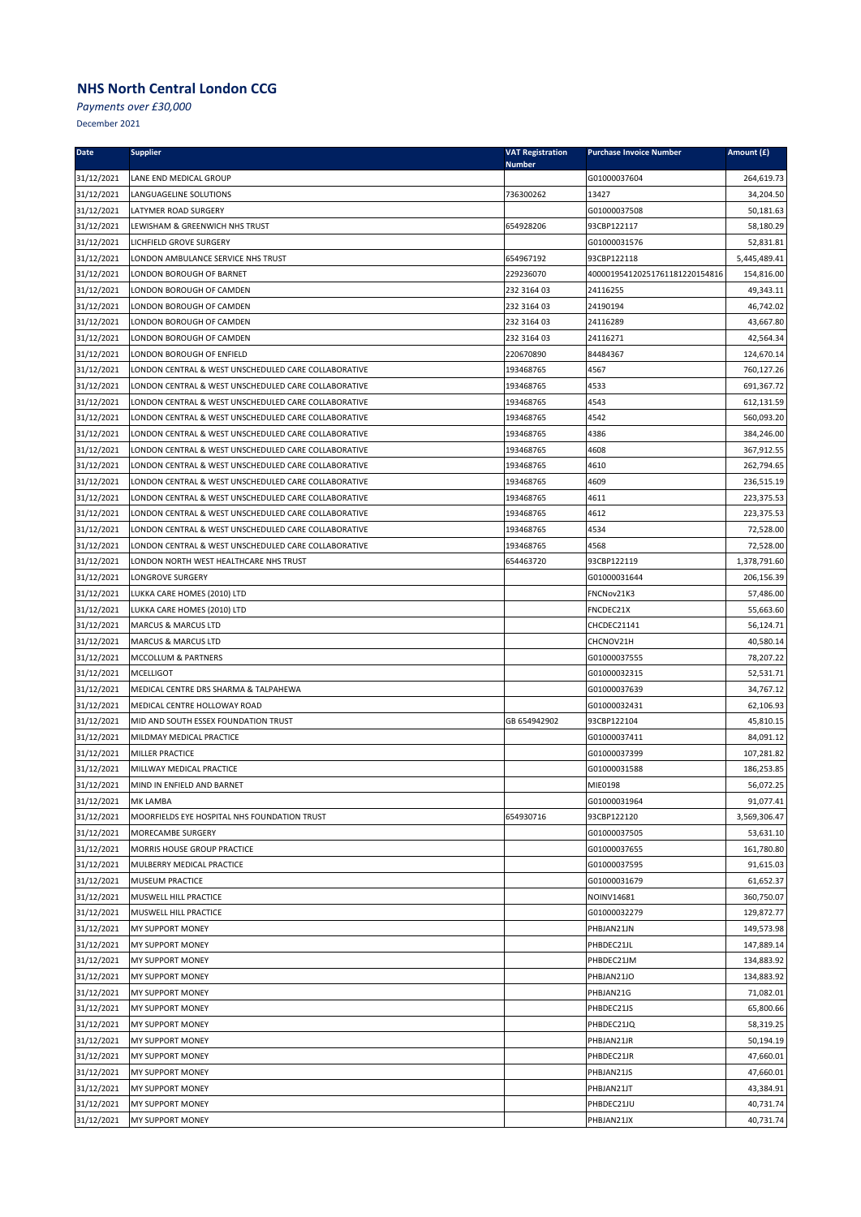## NHS North Central London CCG

*Payments over £30,000*

December 2021

| Date | Supplier | VAT Registration Number | Purchase Invoice Number | Amount (£) |
|---|---|---|---|---|
| 31/12/2021 | LANE END MEDICAL GROUP | | G01000037604 | 264,619.73 |
| 31/12/2021 | LANGUAGELINE SOLUTIONS | 736300262 | 13427 | 34,204.50 |
| 31/12/2021 | LATYMER ROAD SURGERY | | G01000037508 | 50,181.63 |
| 31/12/2021 | LEWISHAM & GREENWICH NHS TRUST | 654928206 | 93CBP122117 | 58,180.29 |
| 31/12/2021 | LICHFIELD GROVE SURGERY | | G01000031576 | 52,831.81 |
| 31/12/2021 | LONDON AMBULANCE SERVICE NHS TRUST | 654967192 | 93CBP122118 | 5,445,489.41 |
| 31/12/2021 | LONDON BOROUGH OF BARNET | 229236070 | 4000019541202517611812201548​16 | 154,816.00 |
| 31/12/2021 | LONDON BOROUGH OF CAMDEN | 232 3164 03 | 24116255 | 49,343.11 |
| 31/12/2021 | LONDON BOROUGH OF CAMDEN | 232 3164 03 | 24190194 | 46,742.02 |
| 31/12/2021 | LONDON BOROUGH OF CAMDEN | 232 3164 03 | 24116289 | 43,667.80 |
| 31/12/2021 | LONDON BOROUGH OF CAMDEN | 232 3164 03 | 24116271 | 42,564.34 |
| 31/12/2021 | LONDON BOROUGH OF ENFIELD | 220670890 | 84484367 | 124,670.14 |
| 31/12/2021 | LONDON CENTRAL & WEST UNSCHEDULED CARE COLLABORATIVE | 193468765 | 4567 | 760,127.26 |
| 31/12/2021 | LONDON CENTRAL & WEST UNSCHEDULED CARE COLLABORATIVE | 193468765 | 4533 | 691,367.72 |
| 31/12/2021 | LONDON CENTRAL & WEST UNSCHEDULED CARE COLLABORATIVE | 193468765 | 4543 | 612,131.59 |
| 31/12/2021 | LONDON CENTRAL & WEST UNSCHEDULED CARE COLLABORATIVE | 193468765 | 4542 | 560,093.20 |
| 31/12/2021 | LONDON CENTRAL & WEST UNSCHEDULED CARE COLLABORATIVE | 193468765 | 4386 | 384,246.00 |
| 31/12/2021 | LONDON CENTRAL & WEST UNSCHEDULED CARE COLLABORATIVE | 193468765 | 4608 | 367,912.55 |
| 31/12/2021 | LONDON CENTRAL & WEST UNSCHEDULED CARE COLLABORATIVE | 193468765 | 4610 | 262,794.65 |
| 31/12/2021 | LONDON CENTRAL & WEST UNSCHEDULED CARE COLLABORATIVE | 193468765 | 4609 | 236,515.19 |
| 31/12/2021 | LONDON CENTRAL & WEST UNSCHEDULED CARE COLLABORATIVE | 193468765 | 4611 | 223,375.53 |
| 31/12/2021 | LONDON CENTRAL & WEST UNSCHEDULED CARE COLLABORATIVE | 193468765 | 4612 | 223,375.53 |
| 31/12/2021 | LONDON CENTRAL & WEST UNSCHEDULED CARE COLLABORATIVE | 193468765 | 4534 | 72,528.00 |
| 31/12/2021 | LONDON CENTRAL & WEST UNSCHEDULED CARE COLLABORATIVE | 193468765 | 4568 | 72,528.00 |
| 31/12/2021 | LONDON NORTH WEST HEALTHCARE NHS TRUST | 654463720 | 93CBP122119 | 1,378,791.60 |
| 31/12/2021 | LONGROVE SURGERY | | G01000031644 | 206,156.39 |
| 31/12/2021 | LUKKA CARE HOMES (2010) LTD | | FNCNov21K3 | 57,486.00 |
| 31/12/2021 | LUKKA CARE HOMES (2010) LTD | | FNCDEC21X | 55,663.60 |
| 31/12/2021 | MARCUS & MARCUS LTD | | CHCDEC21141 | 56,124.71 |
| 31/12/2021 | MARCUS & MARCUS LTD | | CHCNOV21H | 40,580.14 |
| 31/12/2021 | MCCOLLUM & PARTNERS | | G01000037555 | 78,207.22 |
| 31/12/2021 | MCELLIGOT | | G01000032315 | 52,531.71 |
| 31/12/2021 | MEDICAL CENTRE DRS SHARMA & TALPAHEWA | | G01000037639 | 34,767.12 |
| 31/12/2021 | MEDICAL CENTRE HOLLOWAY ROAD | | G01000032431 | 62,106.93 |
| 31/12/2021 | MID AND SOUTH ESSEX FOUNDATION TRUST | GB 654942902 | 93CBP122104 | 45,810.15 |
| 31/12/2021 | MILDMAY MEDICAL PRACTICE | | G01000037411 | 84,091.12 |
| 31/12/2021 | MILLER PRACTICE | | G01000037399 | 107,281.82 |
| 31/12/2021 | MILLWAY MEDICAL PRACTICE | | G01000031588 | 186,253.85 |
| 31/12/2021 | MIND IN ENFIELD AND BARNET | | MIE0198 | 56,072.25 |
| 31/12/2021 | MK LAMBA | | G01000031964 | 91,077.41 |
| 31/12/2021 | MOORFIELDS EYE HOSPITAL NHS FOUNDATION TRUST | 654930716 | 93CBP122120 | 3,569,306.47 |
| 31/12/2021 | MORECAMBE SURGERY | | G01000037505 | 53,631.10 |
| 31/12/2021 | MORRIS HOUSE GROUP PRACTICE | | G01000037655 | 161,780.80 |
| 31/12/2021 | MULBERRY MEDICAL PRACTICE | | G01000037595 | 91,615.03 |
| 31/12/2021 | MUSEUM PRACTICE | | G01000031679 | 61,652.37 |
| 31/12/2021 | MUSWELL HILL PRACTICE | | NOINV14681 | 360,750.07 |
| 31/12/2021 | MUSWELL HILL PRACTICE | | G01000032279 | 129,872.77 |
| 31/12/2021 | MY SUPPORT MONEY | | PHBJAN21JN | 149,573.98 |
| 31/12/2021 | MY SUPPORT MONEY | | PHBDEC21JL | 147,889.14 |
| 31/12/2021 | MY SUPPORT MONEY | | PHBDEC21JM | 134,883.92 |
| 31/12/2021 | MY SUPPORT MONEY | | PHBJAN21JO | 134,883.92 |
| 31/12/2021 | MY SUPPORT MONEY | | PHBJAN21G | 71,082.01 |
| 31/12/2021 | MY SUPPORT MONEY | | PHBDEC21JS | 65,800.66 |
| 31/12/2021 | MY SUPPORT MONEY | | PHBDEC21JQ | 58,319.25 |
| 31/12/2021 | MY SUPPORT MONEY | | PHBJAN21JR | 50,194.19 |
| 31/12/2021 | MY SUPPORT MONEY | | PHBDEC21JR | 47,660.01 |
| 31/12/2021 | MY SUPPORT MONEY | | PHBJAN21JS | 47,660.01 |
| 31/12/2021 | MY SUPPORT MONEY | | PHBJAN21JT | 43,384.91 |
| 31/12/2021 | MY SUPPORT MONEY | | PHBDEC21JU | 40,731.74 |
| 31/12/2021 | MY SUPPORT MONEY | | PHBJAN21JX | 40,731.74 |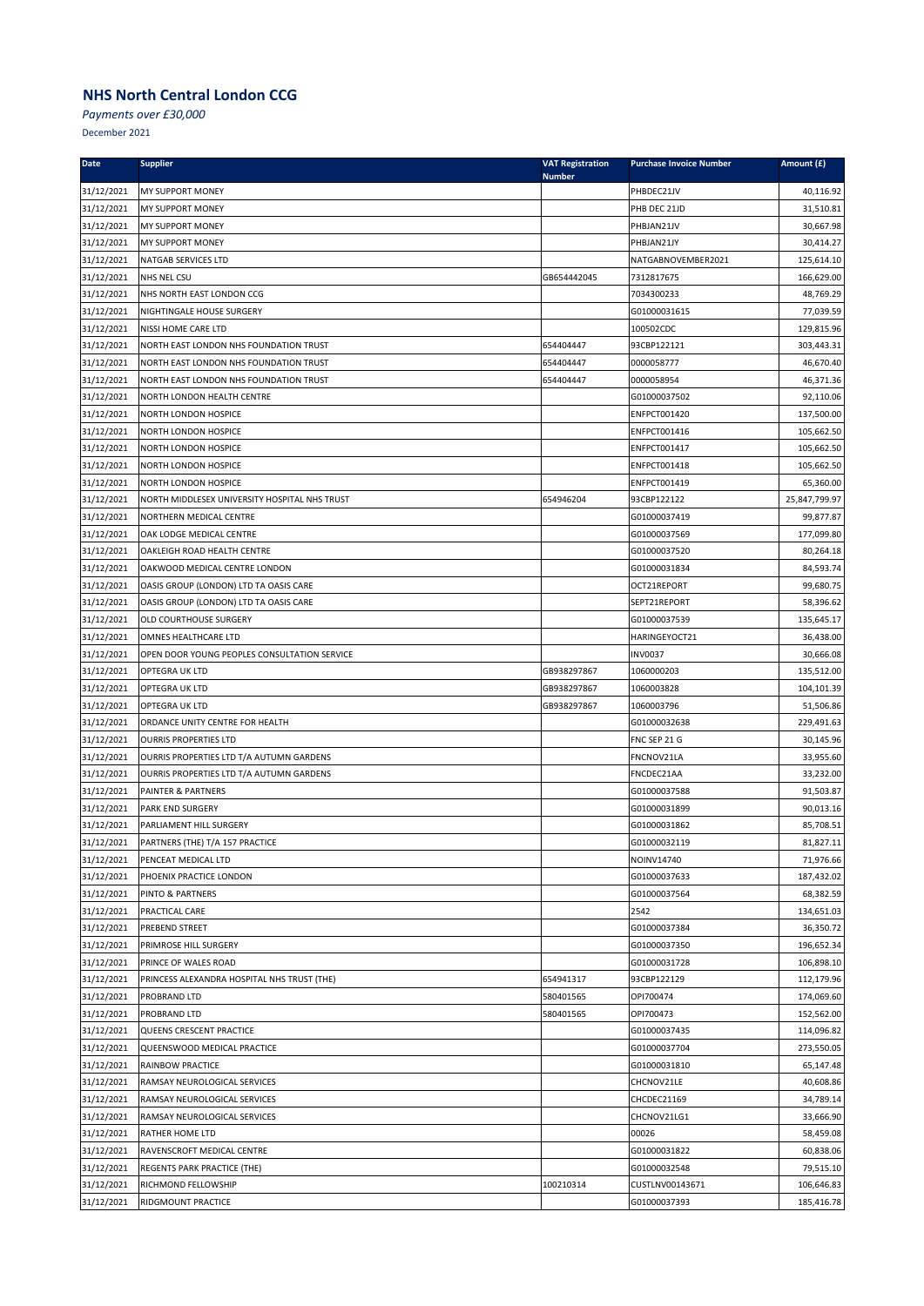## NHS North Central London CCG

*Payments over £30,000*

December 2021

| Date | Supplier | VAT Registration Number | Purchase Invoice Number | Amount (£) |
|---|---|---|---|---|
| 31/12/2021 | MY SUPPORT MONEY | | PHBDEC21JV | 40,116.92 |
| 31/12/2021 | MY SUPPORT MONEY | | PHB DEC 21JD | 31,510.81 |
| 31/12/2021 | MY SUPPORT MONEY | | PHBJAN21JV | 30,667.98 |
| 31/12/2021 | MY SUPPORT MONEY | | PHBJAN21JY | 30,414.27 |
| 31/12/2021 | NATGAB SERVICES LTD | | NATGABNOVEMBER2021 | 125,614.10 |
| 31/12/2021 | NHS NEL CSU | GB654442045 | 7312817675 | 166,629.00 |
| 31/12/2021 | NHS NORTH EAST LONDON CCG | | 7034300233 | 48,769.29 |
| 31/12/2021 | NIGHTINGALE HOUSE SURGERY | | G01000031615 | 77,039.59 |
| 31/12/2021 | NISSI HOME CARE LTD | | 100502CDC | 129,815.96 |
| 31/12/2021 | NORTH EAST LONDON NHS FOUNDATION TRUST | 654404447 | 93CBP122121 | 303,443.31 |
| 31/12/2021 | NORTH EAST LONDON NHS FOUNDATION TRUST | 654404447 | 0000058777 | 46,670.40 |
| 31/12/2021 | NORTH EAST LONDON NHS FOUNDATION TRUST | 654404447 | 0000058954 | 46,371.36 |
| 31/12/2021 | NORTH LONDON HEALTH CENTRE | | G01000037502 | 92,110.06 |
| 31/12/2021 | NORTH LONDON HOSPICE | | ENFPCT001420 | 137,500.00 |
| 31/12/2021 | NORTH LONDON HOSPICE | | ENFPCT001416 | 105,662.50 |
| 31/12/2021 | NORTH LONDON HOSPICE | | ENFPCT001417 | 105,662.50 |
| 31/12/2021 | NORTH LONDON HOSPICE | | ENFPCT001418 | 105,662.50 |
| 31/12/2021 | NORTH LONDON HOSPICE | | ENFPCT001419 | 65,360.00 |
| 31/12/2021 | NORTH MIDDLESEX UNIVERSITY HOSPITAL NHS TRUST | 654946204 | 93CBP122122 | 25,847,799.97 |
| 31/12/2021 | NORTHERN MEDICAL CENTRE | | G01000037419 | 99,877.87 |
| 31/12/2021 | OAK LODGE MEDICAL CENTRE | | G01000037569 | 177,099.80 |
| 31/12/2021 | OAKLEIGH ROAD HEALTH CENTRE | | G01000037520 | 80,264.18 |
| 31/12/2021 | OAKWOOD MEDICAL CENTRE LONDON | | G01000031834 | 84,593.74 |
| 31/12/2021 | OASIS GROUP (LONDON) LTD TA OASIS CARE | | OCT21REPORT | 99,680.75 |
| 31/12/2021 | OASIS GROUP (LONDON) LTD TA OASIS CARE | | SEPT21REPORT | 58,396.62 |
| 31/12/2021 | OLD COURTHOUSE SURGERY | | G01000037539 | 135,645.17 |
| 31/12/2021 | OMNES HEALTHCARE LTD | | HARINGEYOCT21 | 36,438.00 |
| 31/12/2021 | OPEN DOOR YOUNG PEOPLES CONSULTATION SERVICE | | INV0037 | 30,666.08 |
| 31/12/2021 | OPTEGRA UK LTD | GB938297867 | 1060000203 | 135,512.00 |
| 31/12/2021 | OPTEGRA UK LTD | GB938297867 | 1060003828 | 104,101.39 |
| 31/12/2021 | OPTEGRA UK LTD | GB938297867 | 1060003796 | 51,506.86 |
| 31/12/2021 | ORDANCE UNITY CENTRE FOR HEALTH | | G01000032638 | 229,491.63 |
| 31/12/2021 | OURRIS PROPERTIES LTD | | FNC SEP 21 G | 30,145.96 |
| 31/12/2021 | OURRIS PROPERTIES LTD T/A AUTUMN GARDENS | | FNCNOV21LA | 33,955.60 |
| 31/12/2021 | OURRIS PROPERTIES LTD T/A AUTUMN GARDENS | | FNCDEC21AA | 33,232.00 |
| 31/12/2021 | PAINTER & PARTNERS | | G01000037588 | 91,503.87 |
| 31/12/2021 | PARK END SURGERY | | G01000031899 | 90,013.16 |
| 31/12/2021 | PARLIAMENT HILL SURGERY | | G01000031862 | 85,708.51 |
| 31/12/2021 | PARTNERS (THE) T/A 157 PRACTICE | | G01000032119 | 81,827.11 |
| 31/12/2021 | PENCEAT MEDICAL LTD | | NOINV14740 | 71,976.66 |
| 31/12/2021 | PHOENIX PRACTICE LONDON | | G01000037633 | 187,432.02 |
| 31/12/2021 | PINTO & PARTNERS | | G01000037564 | 68,382.59 |
| 31/12/2021 | PRACTICAL CARE | | 2542 | 134,651.03 |
| 31/12/2021 | PREBEND STREET | | G01000037384 | 36,350.72 |
| 31/12/2021 | PRIMROSE HILL SURGERY | | G01000037350 | 196,652.34 |
| 31/12/2021 | PRINCE OF WALES ROAD | | G01000031728 | 106,898.10 |
| 31/12/2021 | PRINCESS ALEXANDRA HOSPITAL NHS TRUST (THE) | 654941317 | 93CBP122129 | 112,179.96 |
| 31/12/2021 | PROBRAND LTD | 580401565 | OPI700474 | 174,069.60 |
| 31/12/2021 | PROBRAND LTD | 580401565 | OPI700473 | 152,562.00 |
| 31/12/2021 | QUEENS CRESCENT PRACTICE | | G01000037435 | 114,096.82 |
| 31/12/2021 | QUEENSWOOD MEDICAL PRACTICE | | G01000037704 | 273,550.05 |
| 31/12/2021 | RAINBOW PRACTICE | | G01000031810 | 65,147.48 |
| 31/12/2021 | RAMSAY NEUROLOGICAL SERVICES | | CHCNOV21LE | 40,608.86 |
| 31/12/2021 | RAMSAY NEUROLOGICAL SERVICES | | CHCDEC21169 | 34,789.14 |
| 31/12/2021 | RAMSAY NEUROLOGICAL SERVICES | | CHCNOV21LG1 | 33,666.90 |
| 31/12/2021 | RATHER HOME LTD | | 00026 | 58,459.08 |
| 31/12/2021 | RAVENSCROFT MEDICAL CENTRE | | G01000031822 | 60,838.06 |
| 31/12/2021 | REGENTS PARK PRACTICE (THE) | | G01000032548 | 79,515.10 |
| 31/12/2021 | RICHMOND FELLOWSHIP | 100210314 | CUSTLNV00143671 | 106,646.83 |
| 31/12/2021 | RIDGMOUNT PRACTICE | | G01000037393 | 185,416.78 |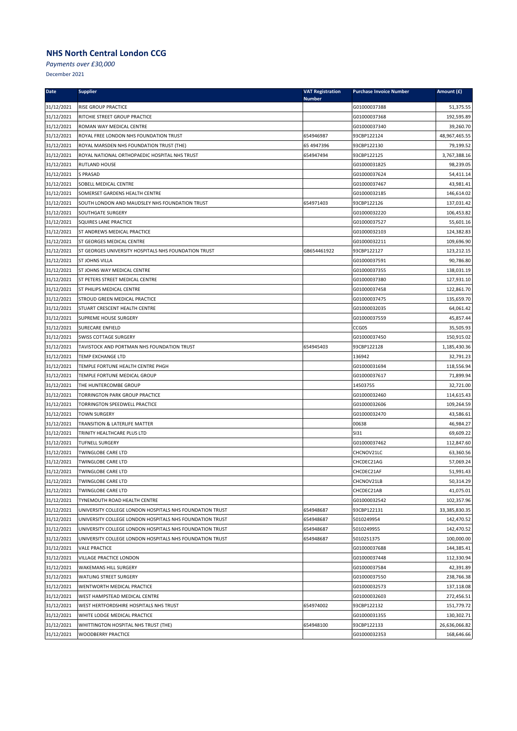## NHS North Central London CCG

*Payments over £30,000*

December 2021

| Date | Supplier | VAT Registration Number | Purchase Invoice Number | Amount (£) |
|---|---|---|---|---|
| 31/12/2021 | RISE GROUP PRACTICE | | G01000037388 | 51,375.55 |
| 31/12/2021 | RITCHIE STREET GROUP PRACTICE | | G01000037368 | 192,595.89 |
| 31/12/2021 | ROMAN WAY MEDICAL CENTRE | | G01000037340 | 39,260.70 |
| 31/12/2021 | ROYAL FREE LONDON NHS FOUNDATION TRUST | 654946987 | 93CBP122124 | 48,967,465.55 |
| 31/12/2021 | ROYAL MARSDEN NHS FOUNDATION TRUST (THE) | 65 4947396 | 93CBP122130 | 79,199.52 |
| 31/12/2021 | ROYAL NATIONAL ORTHOPAEDIC HOSPITAL NHS TRUST | 654947494 | 93CBP122125 | 3,767,388.16 |
| 31/12/2021 | RUTLAND HOUSE | | G01000031825 | 98,239.05 |
| 31/12/2021 | S PRASAD | | G01000037624 | 54,411.14 |
| 31/12/2021 | SOBELL MEDICAL CENTRE | | G01000037467 | 43,981.41 |
| 31/12/2021 | SOMERSET GARDENS HEALTH CENTRE | | G01000032185 | 146,614.02 |
| 31/12/2021 | SOUTH LONDON AND MAUDSLEY NHS FOUNDATION TRUST | 654971403 | 93CBP122126 | 137,031.42 |
| 31/12/2021 | SOUTHGATE SURGERY | | G01000032220 | 106,453.82 |
| 31/12/2021 | SQUIRES LANE PRACTICE | | G01000037527 | 55,601.16 |
| 31/12/2021 | ST ANDREWS MEDICAL PRACTICE | | G01000032103 | 124,382.83 |
| 31/12/2021 | ST GEORGES MEDICAL CENTRE | | G01000032211 | 109,696.90 |
| 31/12/2021 | ST GEORGES UNIVERSITY HOSPITALS NHS FOUNDATION TRUST | GB654461922 | 93CBP122127 | 123,212.15 |
| 31/12/2021 | ST JOHNS VILLA | | G01000037591 | 90,786.80 |
| 31/12/2021 | ST JOHNS WAY MEDICAL CENTRE | | G01000037355 | 138,031.19 |
| 31/12/2021 | ST PETERS STREET MEDICAL CENTRE | | G01000037380 | 127,931.10 |
| 31/12/2021 | ST PHILIPS MEDICAL CENTRE | | G01000037458 | 122,861.70 |
| 31/12/2021 | STROUD GREEN MEDICAL PRACTICE | | G01000037475 | 135,659.70 |
| 31/12/2021 | STUART CRESCENT HEALTH CENTRE | | G01000032035 | 64,061.42 |
| 31/12/2021 | SUPREME HOUSE SURGERY | | G01000037559 | 45,857.44 |
| 31/12/2021 | SURECARE ENFIELD | | CCG05 | 35,505.93 |
| 31/12/2021 | SWISS COTTAGE SURGERY | | G01000037450 | 150,915.02 |
| 31/12/2021 | TAVISTOCK AND PORTMAN NHS FOUNDATION TRUST | 654945403 | 93CBP122128 | 1,185,430.36 |
| 31/12/2021 | TEMP EXCHANGE LTD | | 136942 | 32,791.23 |
| 31/12/2021 | TEMPLE FORTUNE HEALTH CENTRE PHGH | | G01000031694 | 118,556.94 |
| 31/12/2021 | TEMPLE FORTUNE MEDICAL GROUP | | G01000037617 | 71,899.94 |
| 31/12/2021 | THE HUNTERCOMBE GROUP | | 14503755 | 32,721.00 |
| 31/12/2021 | TORRINGTON PARK GROUP PRACTICE | | G01000032460 | 114,615.43 |
| 31/12/2021 | TORRINGTON SPEEDWELL PRACTICE | | G01000032606 | 109,264.59 |
| 31/12/2021 | TOWN SURGERY | | G01000032470 | 43,586.61 |
| 31/12/2021 | TRANSITION & LATERLIFE MATTER | | 00638 | 46,984.27 |
| 31/12/2021 | TRINITY HEALTHCARE PLUS LTD | | SI31 | 69,609.22 |
| 31/12/2021 | TUFNELL SURGERY | | G01000037462 | 112,847.60 |
| 31/12/2021 | TWINGLOBE CARE LTD | | CHCNOV21LC | 63,360.56 |
| 31/12/2021 | TWINGLOBE CARE LTD | | CHCDEC21AG | 57,069.24 |
| 31/12/2021 | TWINGLOBE CARE LTD | | CHCDEC21AF | 51,991.43 |
| 31/12/2021 | TWINGLOBE CARE LTD | | CHCNOV21LB | 50,314.29 |
| 31/12/2021 | TWINGLOBE CARE LTD | | CHCDEC21AB | 41,075.01 |
| 31/12/2021 | TYNEMOUTH ROAD HEALTH CENTRE | | G01000032542 | 102,357.96 |
| 31/12/2021 | UNIVERSITY COLLEGE LONDON HOSPITALS NHS FOUNDATION TRUST | 654948687 | 93CBP122131 | 33,385,830.35 |
| 31/12/2021 | UNIVERSITY COLLEGE LONDON HOSPITALS NHS FOUNDATION TRUST | 654948687 | 5010249954 | 142,470.52 |
| 31/12/2021 | UNIVERSITY COLLEGE LONDON HOSPITALS NHS FOUNDATION TRUST | 654948687 | 5010249955 | 142,470.52 |
| 31/12/2021 | UNIVERSITY COLLEGE LONDON HOSPITALS NHS FOUNDATION TRUST | 654948687 | 5010251375 | 100,000.00 |
| 31/12/2021 | VALE PRACTICE | | G01000037688 | 144,385.41 |
| 31/12/2021 | VILLAGE PRACTICE LONDON | | G01000037448 | 112,330.94 |
| 31/12/2021 | WAKEMANS HILL SURGERY | | G01000037584 | 42,391.89 |
| 31/12/2021 | WATLING STREET SURGERY | | G01000037550 | 238,766.38 |
| 31/12/2021 | WENTWORTH MEDICAL PRACTICE | | G01000032573 | 137,118.08 |
| 31/12/2021 | WEST HAMPSTEAD MEDICAL CENTRE | | G01000032603 | 272,456.51 |
| 31/12/2021 | WEST HERTFORDSHIRE HOSPITALS NHS TRUST | 654974002 | 93CBP122132 | 151,779.72 |
| 31/12/2021 | WHITE LODGE MEDICAL PRACTICE | | G01000031355 | 130,302.71 |
| 31/12/2021 | WHITTINGTON HOSPITAL NHS TRUST (THE) | 654948100 | 93CBP122133 | 26,636,066.82 |
| 31/12/2021 | WOODBERRY PRACTICE | | G01000032353 | 168,646.66 |